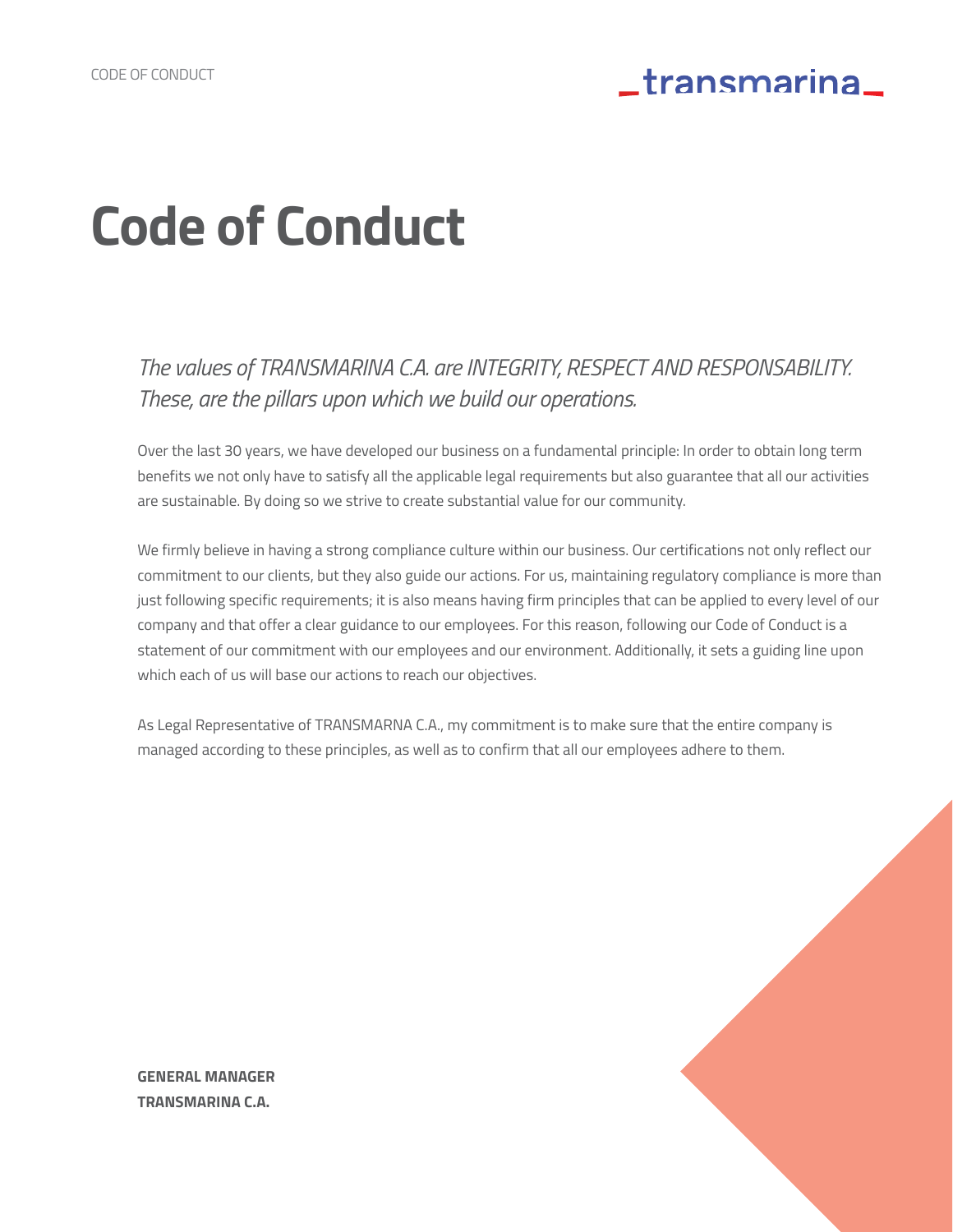# Code of Conduct

*The values of TRANSMARINA C.A. are INTEGRITY, RESPECT AND RESPONSABILITY. These, are the pillars upon which we build our operations.*

Over the last 30 years, we have developed our business on a fundamental principle: In order to obtain long term benefits we not only have to satisfy all the applicable legal requirements but also guarantee that all our activities are sustainable. By doing so we strive to create substantial value for our community.

We firmly believe in having a strong compliance culture within our business. Our certifications not only reflect our commitment to our clients, but they also guide our actions. For us, maintaining regulatory compliance is more than just following specific requirements; it is also means having firm principles that can be applied to every level of our company and that offer a clear guidance to our employees. For this reason, following our Code of Conduct is a statement of our commitment with our employees and our environment. Additionally, it sets a guiding line upon which each of us will base our actions to reach our objectives.

As Legal Representative of TRANSMARNA C.A., my commitment is to make sure that the entire company is managed according to these principles, as well as to confirm that all our employees adhere to them.

**GENERAL MANAGER**
**TRANSMARINA C.A.**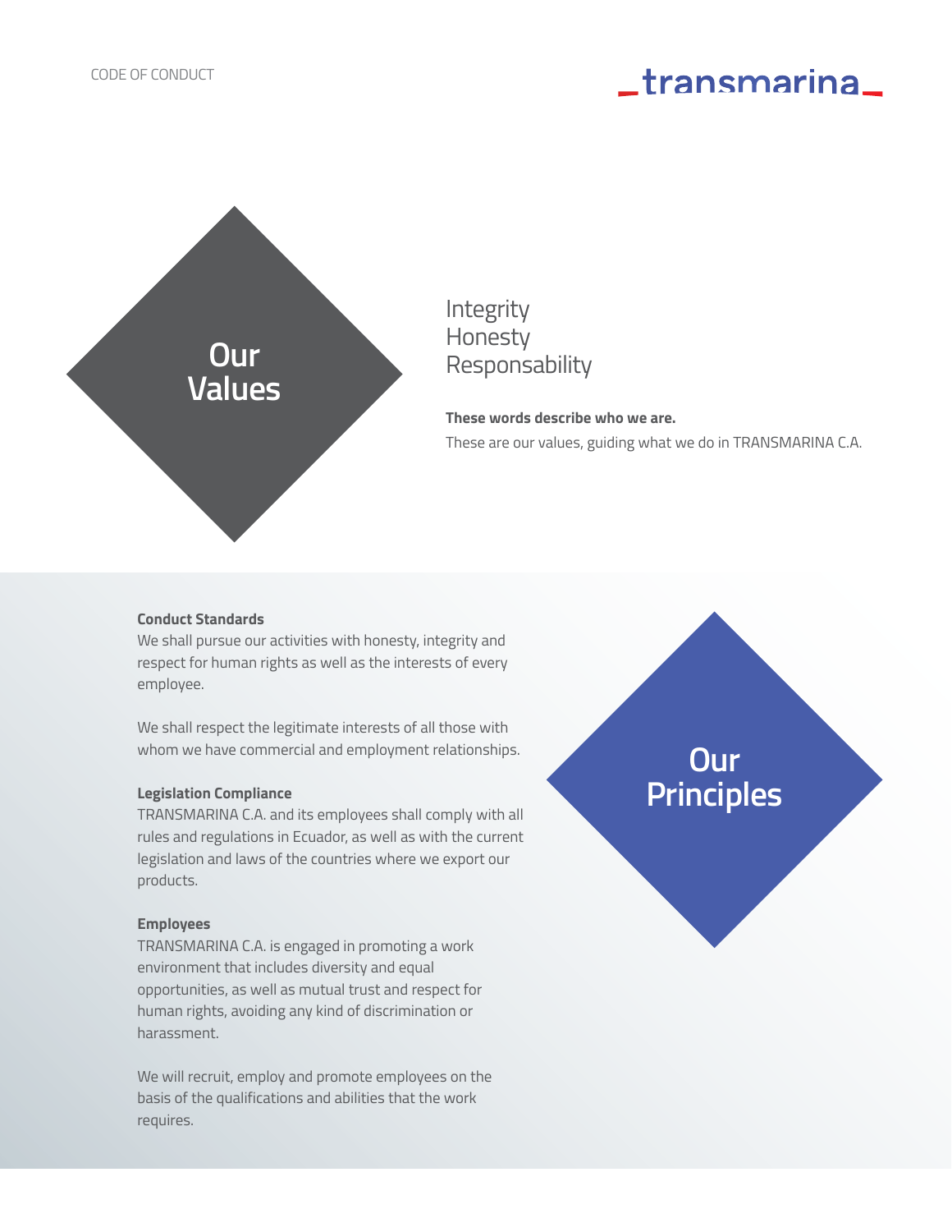## Our Values

Integrity
Honesty
Responsability

**These words describe who we are.**

These are our values, guiding what we do in TRANSMARINA C.A.

## Our Principles

**Conduct Standards**

We shall pursue our activities with honesty, integrity and respect for human rights as well as the interests of every employee.

We shall respect the legitimate interests of all those with whom we have commercial and employment relationships.

**Legislation Compliance**

TRANSMARINA C.A. and its employees shall comply with all rules and regulations in Ecuador, as well as with the current legislation and laws of the countries where we export our products.

**Employees**

TRANSMARINA C.A. is engaged in promoting a work environment that includes diversity and equal opportunities, as well as mutual trust and respect for human rights, avoiding any kind of discrimination or harassment.

We will recruit, employ and promote employees on the basis of the qualifications and abilities that the work requires.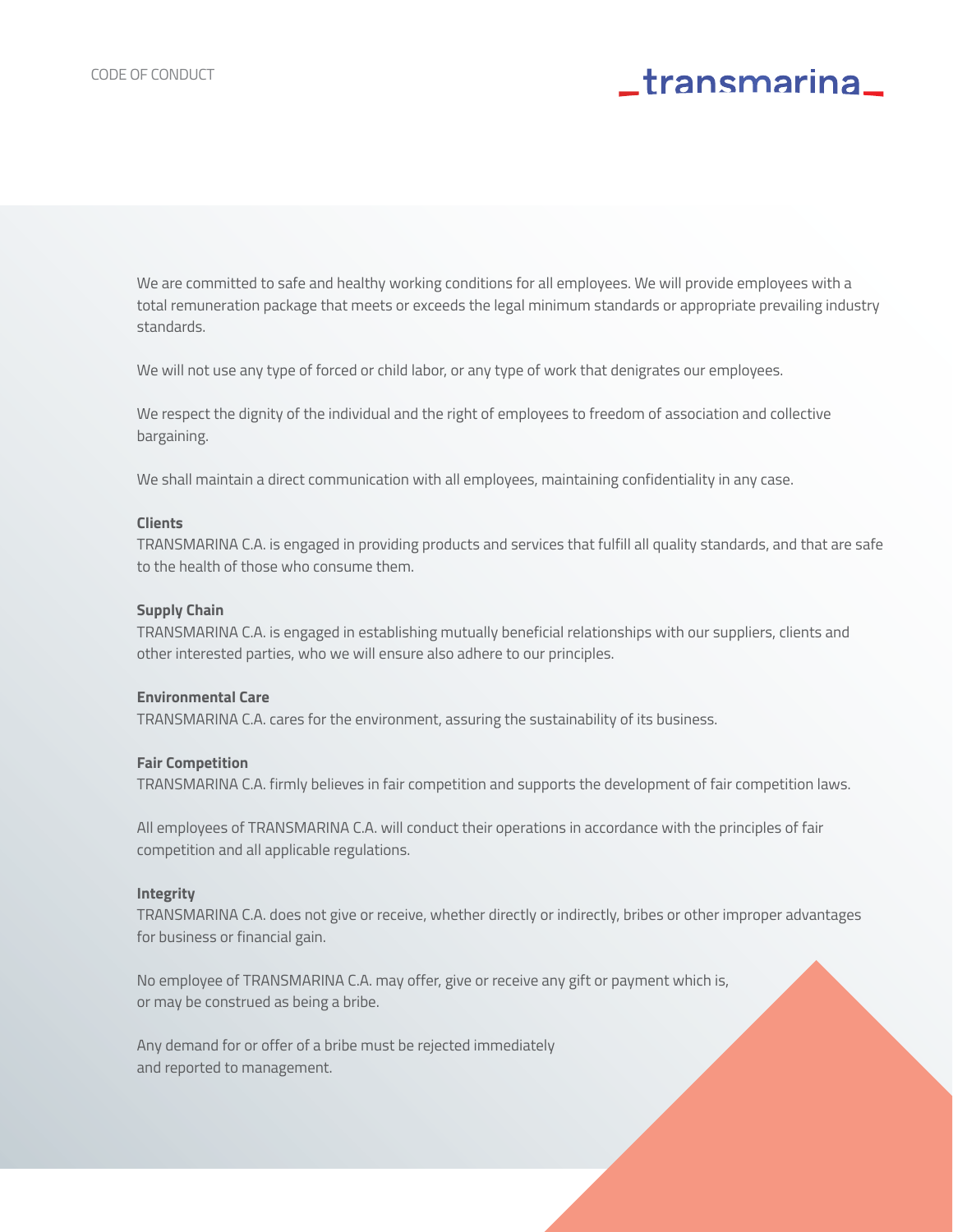We are committed to safe and healthy working conditions for all employees. We will provide employees with a total remuneration package that meets or exceeds the legal minimum standards or appropriate prevailing industry standards.

We will not use any type of forced or child labor, or any type of work that denigrates our employees.

We respect the dignity of the individual and the right of employees to freedom of association and collective bargaining.

We shall maintain a direct communication with all employees, maintaining confidentiality in any case.

**Clients**

TRANSMARINA C.A. is engaged in providing products and services that fulfill all quality standards, and that are safe to the health of those who consume them.

**Supply Chain**

TRANSMARINA C.A. is engaged in establishing mutually beneficial relationships with our suppliers, clients and other interested parties, who we will ensure also adhere to our principles.

**Environmental Care**

TRANSMARINA C.A. cares for the environment, assuring the sustainability of its business.

**Fair Competition**

TRANSMARINA C.A. firmly believes in fair competition and supports the development of fair competition laws.

All employees of TRANSMARINA C.A. will conduct their operations in accordance with the principles of fair competition and all applicable regulations.

**Integrity**

TRANSMARINA C.A. does not give or receive, whether directly or indirectly, bribes or other improper advantages for business or financial gain.

No employee of TRANSMARINA C.A. may offer, give or receive any gift or payment which is, or may be construed as being a bribe.

Any demand for or offer of a bribe must be rejected immediately and reported to management.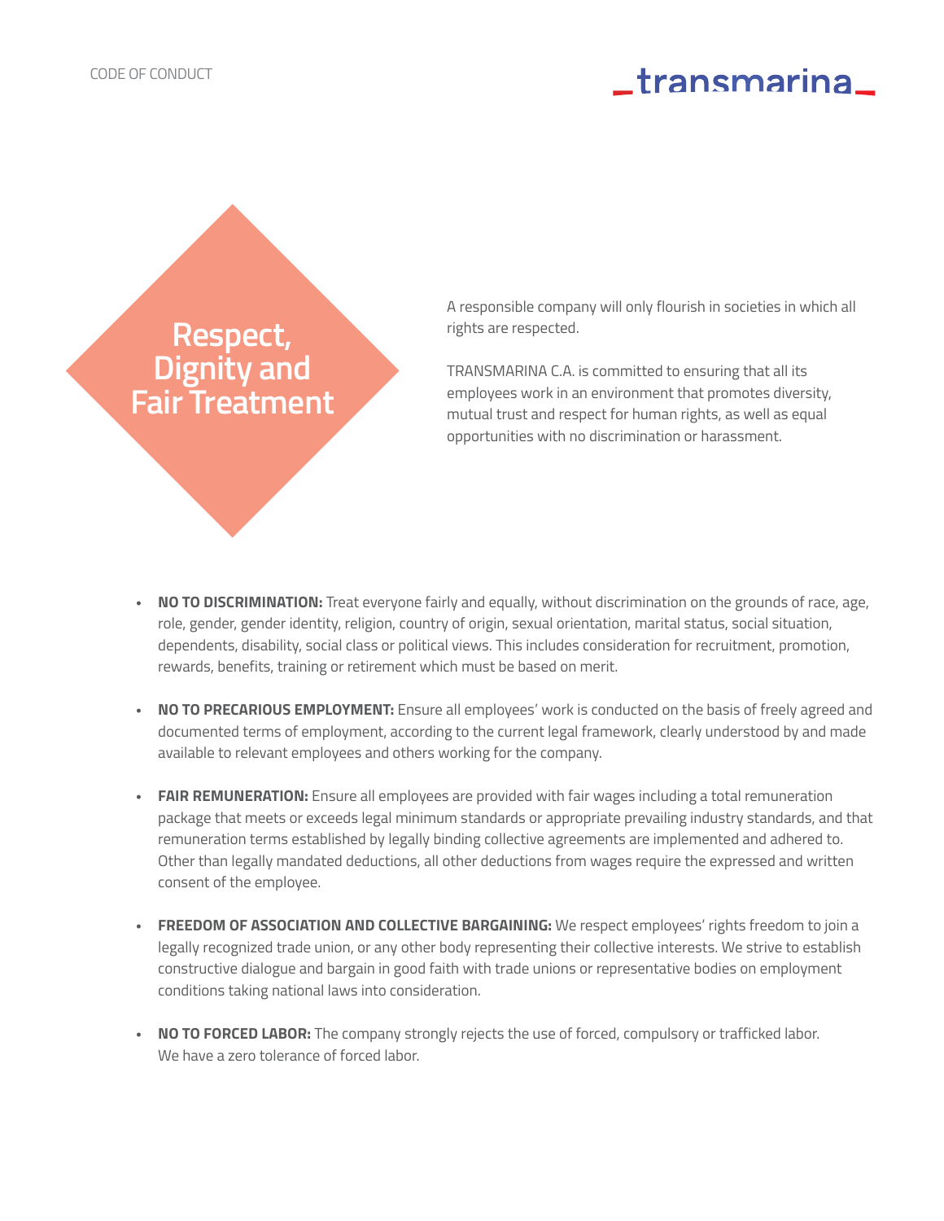# Respect, Dignity and Fair Treatment

A responsible company will only flourish in societies in which all rights are respected.

TRANSMARINA C.A. is committed to ensuring that all its employees work in an environment that promotes diversity, mutual trust and respect for human rights, as well as equal opportunities with no discrimination or harassment.

- **NO TO DISCRIMINATION:** Treat everyone fairly and equally, without discrimination on the grounds of race, age, role, gender, gender identity, religion, country of origin, sexual orientation, marital status, social situation, dependents, disability, social class or political views. This includes consideration for recruitment, promotion, rewards, benefits, training or retirement which must be based on merit.

- **NO TO PRECARIOUS EMPLOYMENT:** Ensure all employees' work is conducted on the basis of freely agreed and documented terms of employment, according to the current legal framework, clearly understood by and made available to relevant employees and others working for the company.

- **FAIR REMUNERATION:** Ensure all employees are provided with fair wages including a total remuneration package that meets or exceeds legal minimum standards or appropriate prevailing industry standards, and that remuneration terms established by legally binding collective agreements are implemented and adhered to. Other than legally mandated deductions, all other deductions from wages require the expressed and written consent of the employee.

- **FREEDOM OF ASSOCIATION AND COLLECTIVE BARGAINING:** We respect employees' rights freedom to join a legally recognized trade union, or any other body representing their collective interests. We strive to establish constructive dialogue and bargain in good faith with trade unions or representative bodies on employment conditions taking national laws into consideration.

- **NO TO FORCED LABOR:** The company strongly rejects the use of forced, compulsory or trafficked labor. We have a zero tolerance of forced labor.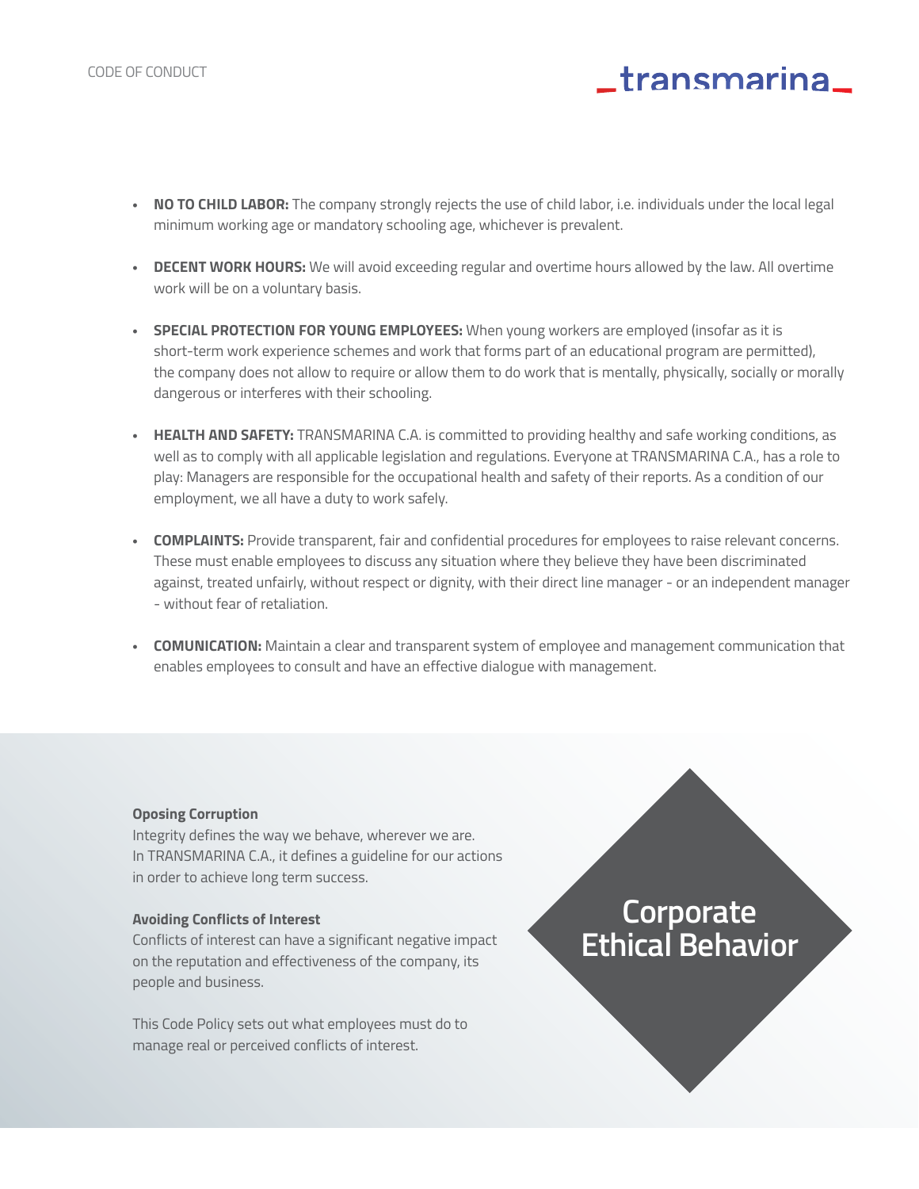- **NO TO CHILD LABOR:** The company strongly rejects the use of child labor, i.e. individuals under the local legal minimum working age or mandatory schooling age, whichever is prevalent.

- **DECENT WORK HOURS:** We will avoid exceeding regular and overtime hours allowed by the law. All overtime work will be on a voluntary basis.

- **SPECIAL PROTECTION FOR YOUNG EMPLOYEES:** When young workers are employed (insofar as it is short-term work experience schemes and work that forms part of an educational program are permitted), the company does not allow to require or allow them to do work that is mentally, physically, socially or morally dangerous or interferes with their schooling.

- **HEALTH AND SAFETY:** TRANSMARINA C.A. is committed to providing healthy and safe working conditions, as well as to comply with all applicable legislation and regulations. Everyone at TRANSMARINA C.A., has a role to play: Managers are responsible for the occupational health and safety of their reports. As a condition of our employment, we all have a duty to work safely.

- **COMPLAINTS:** Provide transparent, fair and confidential procedures for employees to raise relevant concerns. These must enable employees to discuss any situation where they believe they have been discriminated against, treated unfairly, without respect or dignity, with their direct line manager - or an independent manager - without fear of retaliation.

- **COMUNICATION:** Maintain a clear and transparent system of employee and management communication that enables employees to consult and have an effective dialogue with management.

## Corporate Ethical Behavior

**Oposing Corruption**

Integrity defines the way we behave, wherever we are. In TRANSMARINA C.A., it defines a guideline for our actions in order to achieve long term success.

**Avoiding Conflicts of Interest**

Conflicts of interest can have a significant negative impact on the reputation and effectiveness of the company, its people and business.

This Code Policy sets out what employees must do to manage real or perceived conflicts of interest.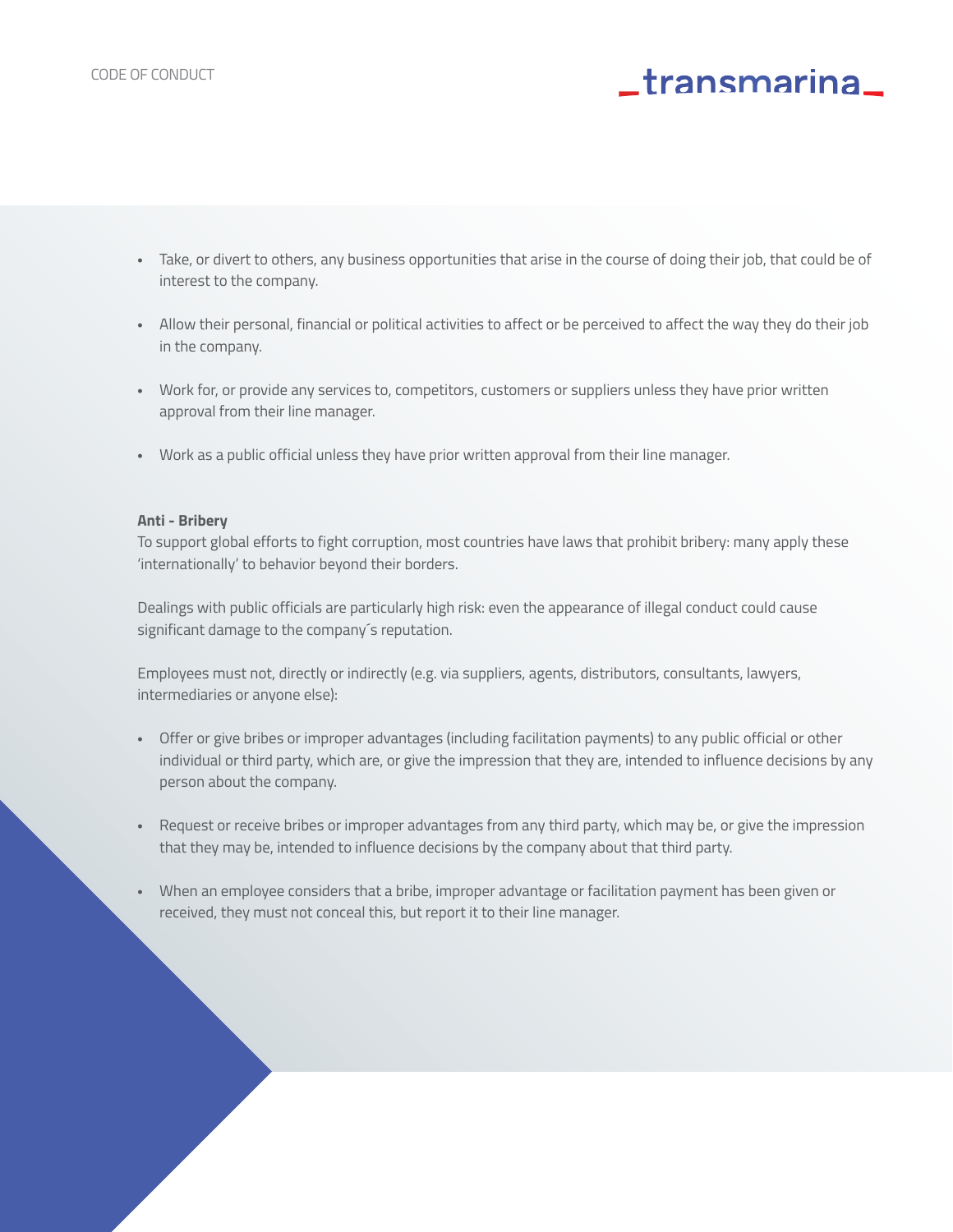- Take, or divert to others, any business opportunities that arise in the course of doing their job, that could be of interest to the company.
- Allow their personal, financial or political activities to affect or be perceived to affect the way they do their job in the company.
- Work for, or provide any services to, competitors, customers or suppliers unless they have prior written approval from their line manager.
- Work as a public official unless they have prior written approval from their line manager.

**Anti - Bribery**

To support global efforts to fight corruption, most countries have laws that prohibit bribery: many apply these 'internationally' to behavior beyond their borders.

Dealings with public officials are particularly high risk: even the appearance of illegal conduct could cause significant damage to the company´s reputation.

Employees must not, directly or indirectly (e.g. via suppliers, agents, distributors, consultants, lawyers, intermediaries or anyone else):

- Offer or give bribes or improper advantages (including facilitation payments) to any public official or other individual or third party, which are, or give the impression that they are, intended to influence decisions by any person about the company.
- Request or receive bribes or improper advantages from any third party, which may be, or give the impression that they may be, intended to influence decisions by the company about that third party.
- When an employee considers that a bribe, improper advantage or facilitation payment has been given or received, they must not conceal this, but report it to their line manager.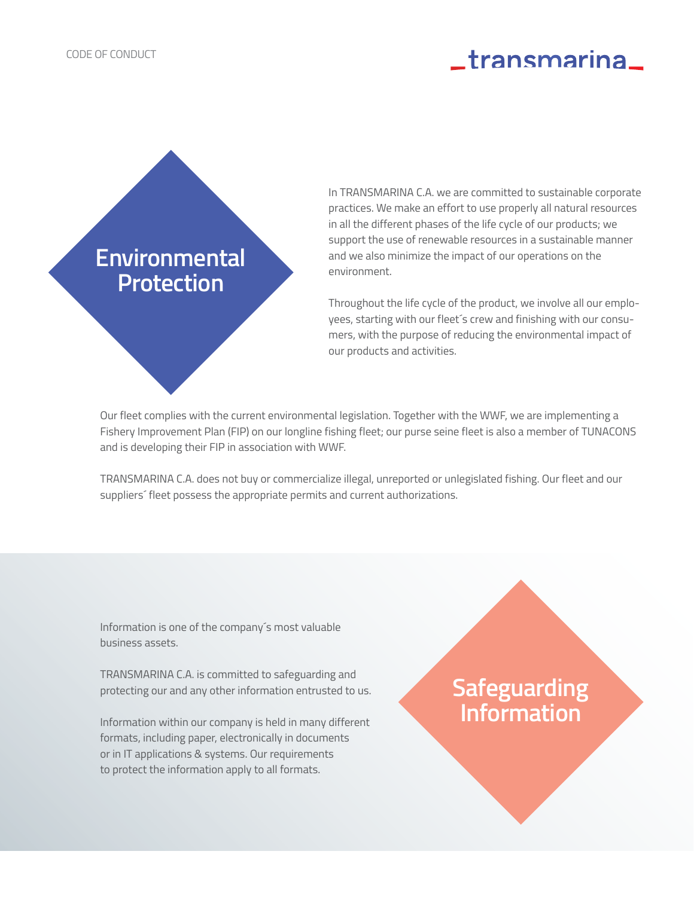## Environmental Protection

In TRANSMARINA C.A. we are committed to sustainable corporate practices. We make an effort to use properly all natural resources in all the different phases of the life cycle of our products; we support the use of renewable resources in a sustainable manner and we also minimize the impact of our operations on the environment.

Throughout the life cycle of the product, we involve all our employees, starting with our fleet´s crew and finishing with our consumers, with the purpose of reducing the environmental impact of our products and activities.

Our fleet complies with the current environmental legislation. Together with the WWF, we are implementing a Fishery Improvement Plan (FIP) on our longline fishing fleet; our purse seine fleet is also a member of TUNACONS and is developing their FIP in association with WWF.

TRANSMARINA C.A. does not buy or commercialize illegal, unreported or unlegislated fishing. Our fleet and our suppliers´ fleet possess the appropriate permits and current authorizations.

## Safeguarding Information

Information is one of the company´s most valuable business assets.

TRANSMARINA C.A. is committed to safeguarding and protecting our and any other information entrusted to us.

Information within our company is held in many different formats, including paper, electronically in documents or in IT applications & systems. Our requirements to protect the information apply to all formats.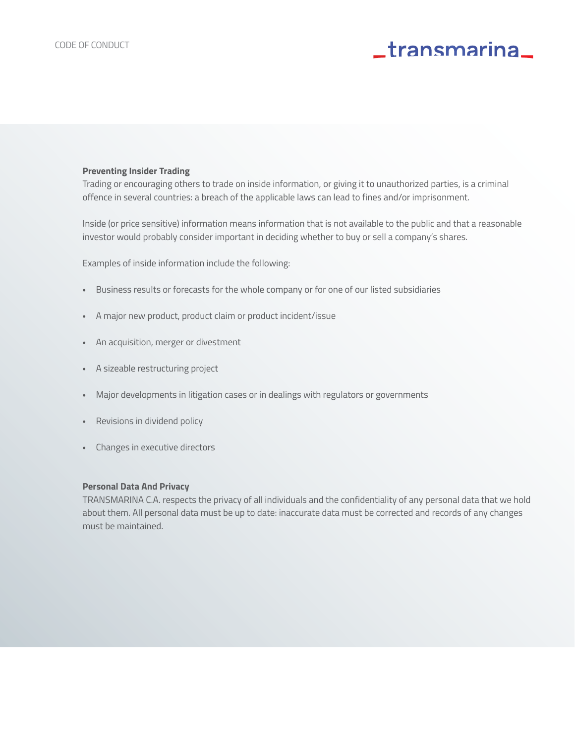**Preventing Insider Trading**

Trading or encouraging others to trade on inside information, or giving it to unauthorized parties, is a criminal offence in several countries: a breach of the applicable laws can lead to fines and/or imprisonment.

Inside (or price sensitive) information means information that is not available to the public and that a reasonable investor would probably consider important in deciding whether to buy or sell a company's shares.

Examples of inside information include the following:

- Business results or forecasts for the whole company or for one of our listed subsidiaries
- A major new product, product claim or product incident/issue
- An acquisition, merger or divestment
- A sizeable restructuring project
- Major developments in litigation cases or in dealings with regulators or governments
- Revisions in dividend policy
- Changes in executive directors

**Personal Data And Privacy**

TRANSMARINA C.A. respects the privacy of all individuals and the confidentiality of any personal data that we hold about them. All personal data must be up to date: inaccurate data must be corrected and records of any changes must be maintained.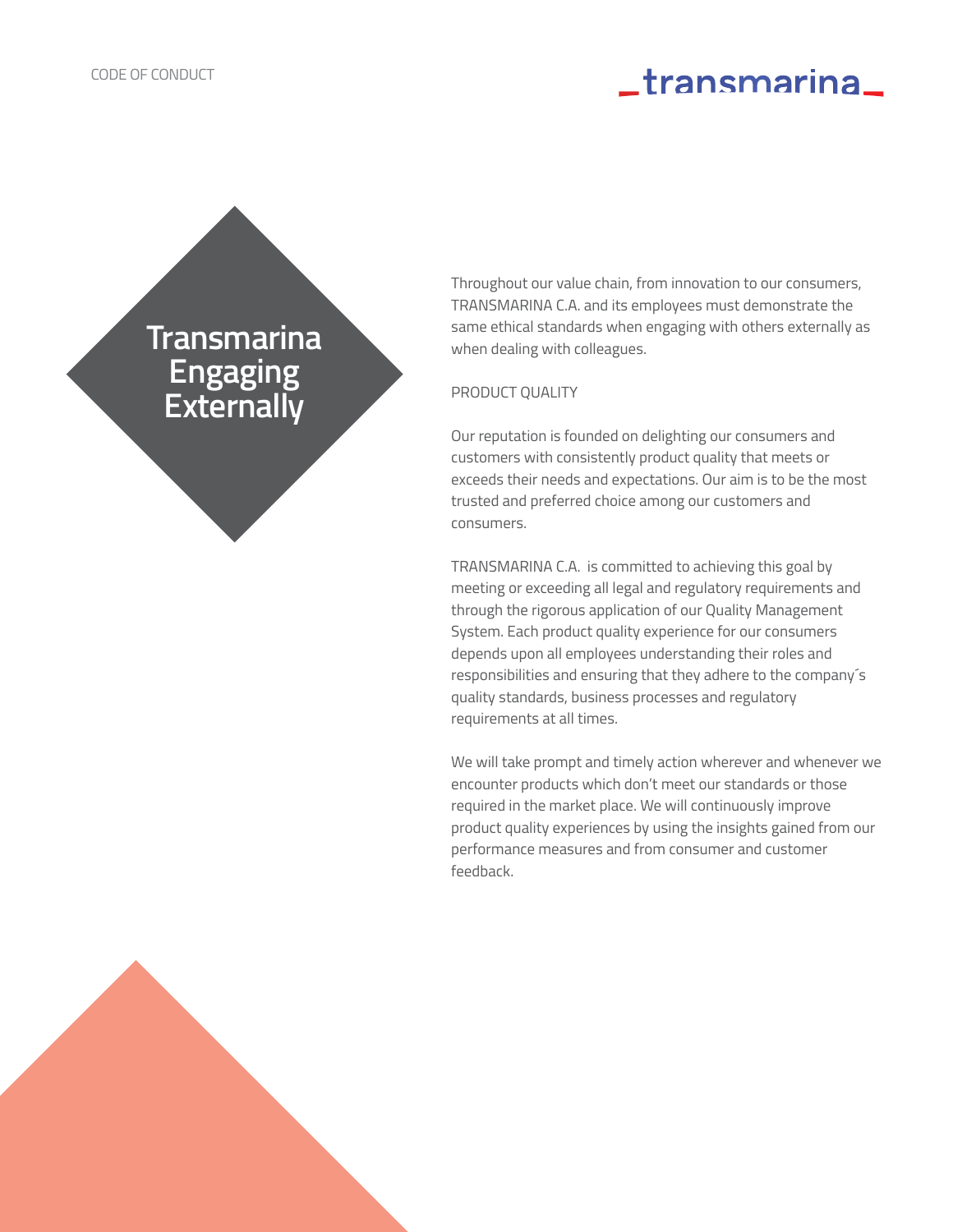# Transmarina Engaging Externally

Throughout our value chain, from innovation to our consumers, TRANSMARINA C.A. and its employees must demonstrate the same ethical standards when engaging with others externally as when dealing with colleagues.

## PRODUCT QUALITY

Our reputation is founded on delighting our consumers and customers with consistently product quality that meets or exceeds their needs and expectations. Our aim is to be the most trusted and preferred choice among our customers and consumers.

TRANSMARINA C.A. is committed to achieving this goal by meeting or exceeding all legal and regulatory requirements and through the rigorous application of our Quality Management System. Each product quality experience for our consumers depends upon all employees understanding their roles and responsibilities and ensuring that they adhere to the company´s quality standards, business processes and regulatory requirements at all times.

We will take prompt and timely action wherever and whenever we encounter products which don’t meet our standards or those required in the market place. We will continuously improve product quality experiences by using the insights gained from our performance measures and from consumer and customer feedback.